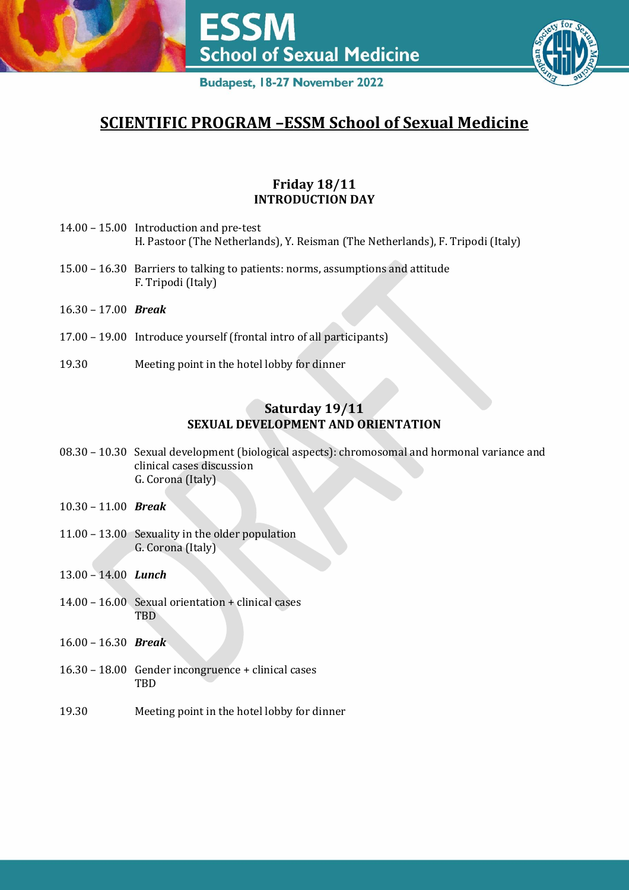ESSM School of Sexual Medicine

Budapest, 18-27 November 2022

# SCIENTIFIC PROGRAM –ESSM School of Sexual Medicine

## Friday 18/11
## INTRODUCTION DAY

14.00 – 15.00 Introduction and pre-test
H. Pastoor (The Netherlands), Y. Reisman (The Netherlands), F. Tripodi (Italy)

15.00 – 16.30 Barriers to talking to patients: norms, assumptions and attitude
F. Tripodi (Italy)

16.30 – 17.00 ***Break***

17.00 – 19.00 Introduce yourself (frontal intro of all participants)

19.30 Meeting point in the hotel lobby for dinner

## Saturday 19/11
## SEXUAL DEVELOPMENT AND ORIENTATION

08.30 – 10.30 Sexual development (biological aspects): chromosomal and hormonal variance and clinical cases discussion
G. Corona (Italy)

10.30 – 11.00 ***Break***

11.00 – 13.00 Sexuality in the older population
G. Corona (Italy)

13.00 – 14.00 ***Lunch***

14.00 – 16.00 Sexual orientation + clinical cases
TBD

16.00 – 16.30 ***Break***

16.30 – 18.00 Gender incongruence + clinical cases
TBD

19.30 Meeting point in the hotel lobby for dinner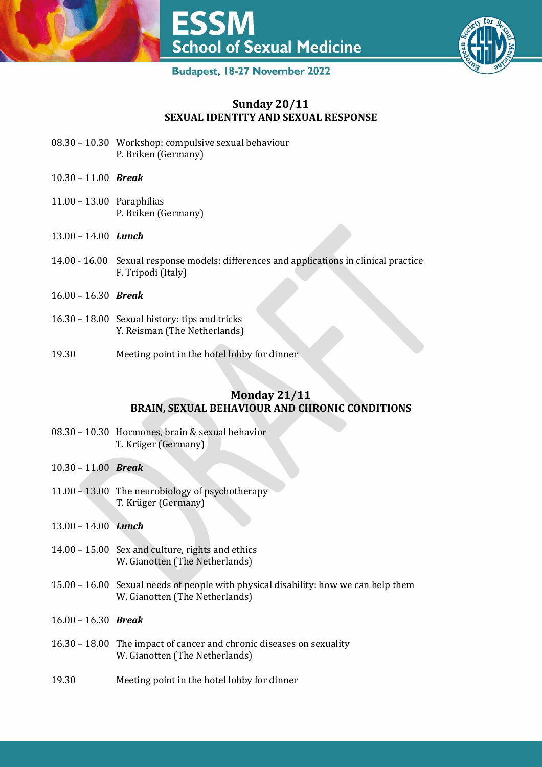## Sunday 20/11
### SEXUAL IDENTITY AND SEXUAL RESPONSE

08.30 – 10.30 Workshop: compulsive sexual behaviour
P. Briken (Germany)

10.30 – 11.00 ***Break***

11.00 – 13.00 Paraphilias
P. Briken (Germany)

13.00 – 14.00 ***Lunch***

14.00 - 16.00 Sexual response models: differences and applications in clinical practice
F. Tripodi (Italy)

16.00 – 16.30 ***Break***

16.30 – 18.00 Sexual history: tips and tricks
Y. Reisman (The Netherlands)

19.30 Meeting point in the hotel lobby for dinner

## Monday 21/11
### BRAIN, SEXUAL BEHAVIOUR AND CHRONIC CONDITIONS

08.30 – 10.30 Hormones, brain & sexual behavior
T. Krüger (Germany)

10.30 – 11.00 ***Break***

11.00 – 13.00 The neurobiology of psychotherapy
T. Krüger (Germany)

13.00 – 14.00 ***Lunch***

14.00 – 15.00 Sex and culture, rights and ethics
W. Gianotten (The Netherlands)

15.00 – 16.00 Sexual needs of people with physical disability: how we can help them
W. Gianotten (The Netherlands)

16.00 – 16.30 ***Break***

16.30 – 18.00 The impact of cancer and chronic diseases on sexuality
W. Gianotten (The Netherlands)

19.30 Meeting point in the hotel lobby for dinner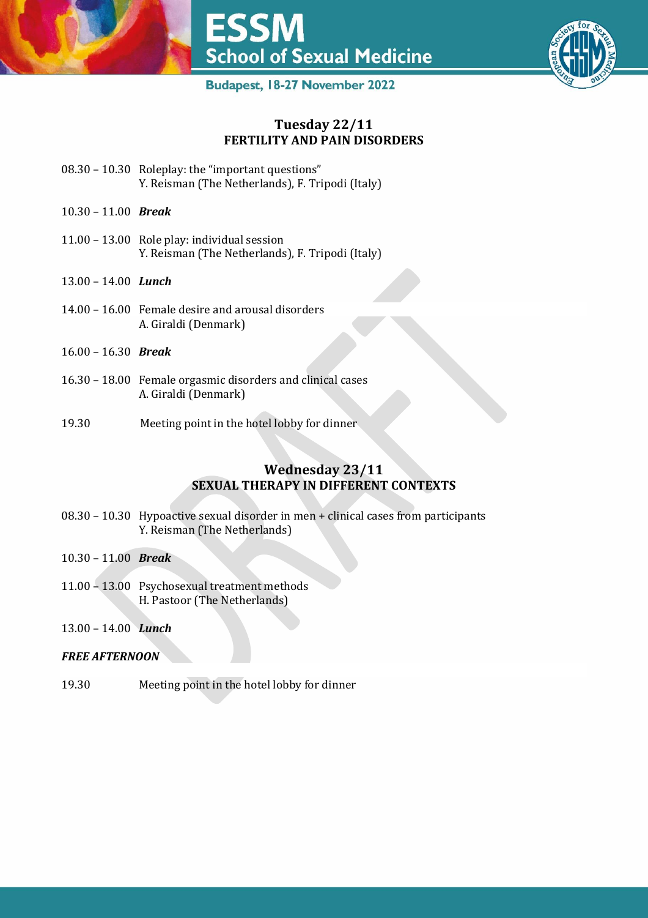## Tuesday 22/11
### FERTILITY AND PAIN DISORDERS

08.30 – 10.30 Roleplay: the "important questions"
Y. Reisman (The Netherlands), F. Tripodi (Italy)

10.30 – 11.00 ***Break***

11.00 – 13.00 Role play: individual session
Y. Reisman (The Netherlands), F. Tripodi (Italy)

13.00 – 14.00 ***Lunch***

14.00 – 16.00 Female desire and arousal disorders
A. Giraldi (Denmark)

16.00 – 16.30 ***Break***

16.30 – 18.00 Female orgasmic disorders and clinical cases
A. Giraldi (Denmark)

19.30 Meeting point in the hotel lobby for dinner

## Wednesday 23/11
### SEXUAL THERAPY IN DIFFERENT CONTEXTS

08.30 – 10.30 Hypoactive sexual disorder in men + clinical cases from participants
Y. Reisman (The Netherlands)

10.30 – 11.00 ***Break***

11.00 – 13.00 Psychosexual treatment methods
H. Pastoor (The Netherlands)

13.00 – 14.00 ***Lunch***

***FREE AFTERNOON***

19.30 Meeting point in the hotel lobby for dinner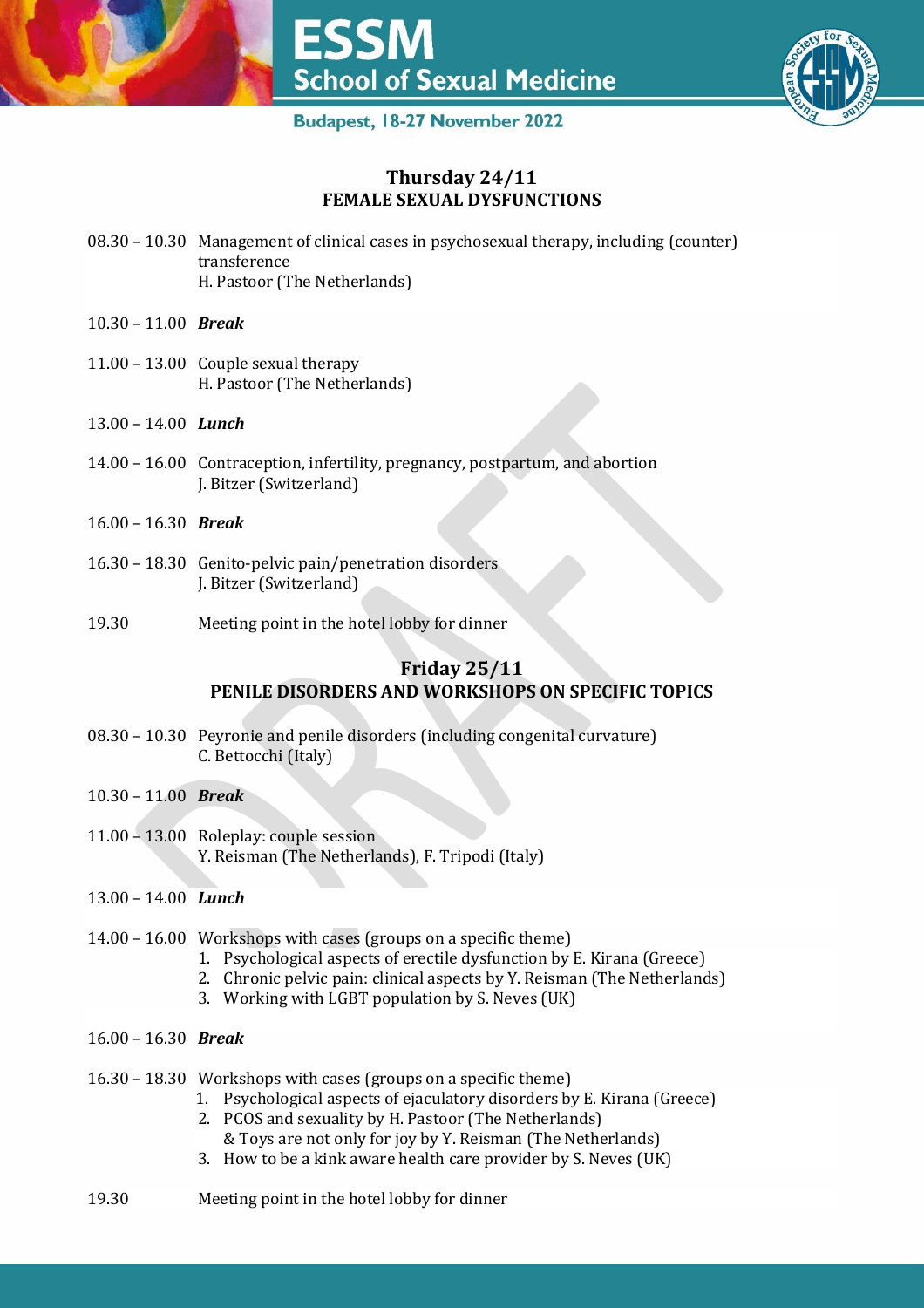## Thursday 24/11
## FEMALE SEXUAL DYSFUNCTIONS

08.30 – 10.30 Management of clinical cases in psychosexual therapy, including (counter) transference
H. Pastoor (The Netherlands)

10.30 – 11.00 ***Break***

11.00 – 13.00 Couple sexual therapy
H. Pastoor (The Netherlands)

13.00 – 14.00 ***Lunch***

14.00 – 16.00 Contraception, infertility, pregnancy, postpartum, and abortion
J. Bitzer (Switzerland)

16.00 – 16.30 ***Break***

16.30 – 18.30 Genito-pelvic pain/penetration disorders
J. Bitzer (Switzerland)

19.30 Meeting point in the hotel lobby for dinner

## Friday 25/11
## PENILE DISORDERS AND WORKSHOPS ON SPECIFIC TOPICS

08.30 – 10.30 Peyronie and penile disorders (including congenital curvature)
C. Bettocchi (Italy)

10.30 – 11.00 ***Break***

11.00 – 13.00 Roleplay: couple session
Y. Reisman (The Netherlands), F. Tripodi (Italy)

13.00 – 14.00 ***Lunch***

14.00 – 16.00 Workshops with cases (groups on a specific theme)

1. Psychological aspects of erectile dysfunction by E. Kirana (Greece)
2. Chronic pelvic pain: clinical aspects by Y. Reisman (The Netherlands)
3. Working with LGBT population by S. Neves (UK)

16.00 – 16.30 ***Break***

16.30 – 18.30 Workshops with cases (groups on a specific theme)

1. Psychological aspects of ejaculatory disorders by E. Kirana (Greece)
2. PCOS and sexuality by H. Pastoor (The Netherlands)
   & Toys are not only for joy by Y. Reisman (The Netherlands)
3. How to be a kink aware health care provider by S. Neves (UK)

19.30 Meeting point in the hotel lobby for dinner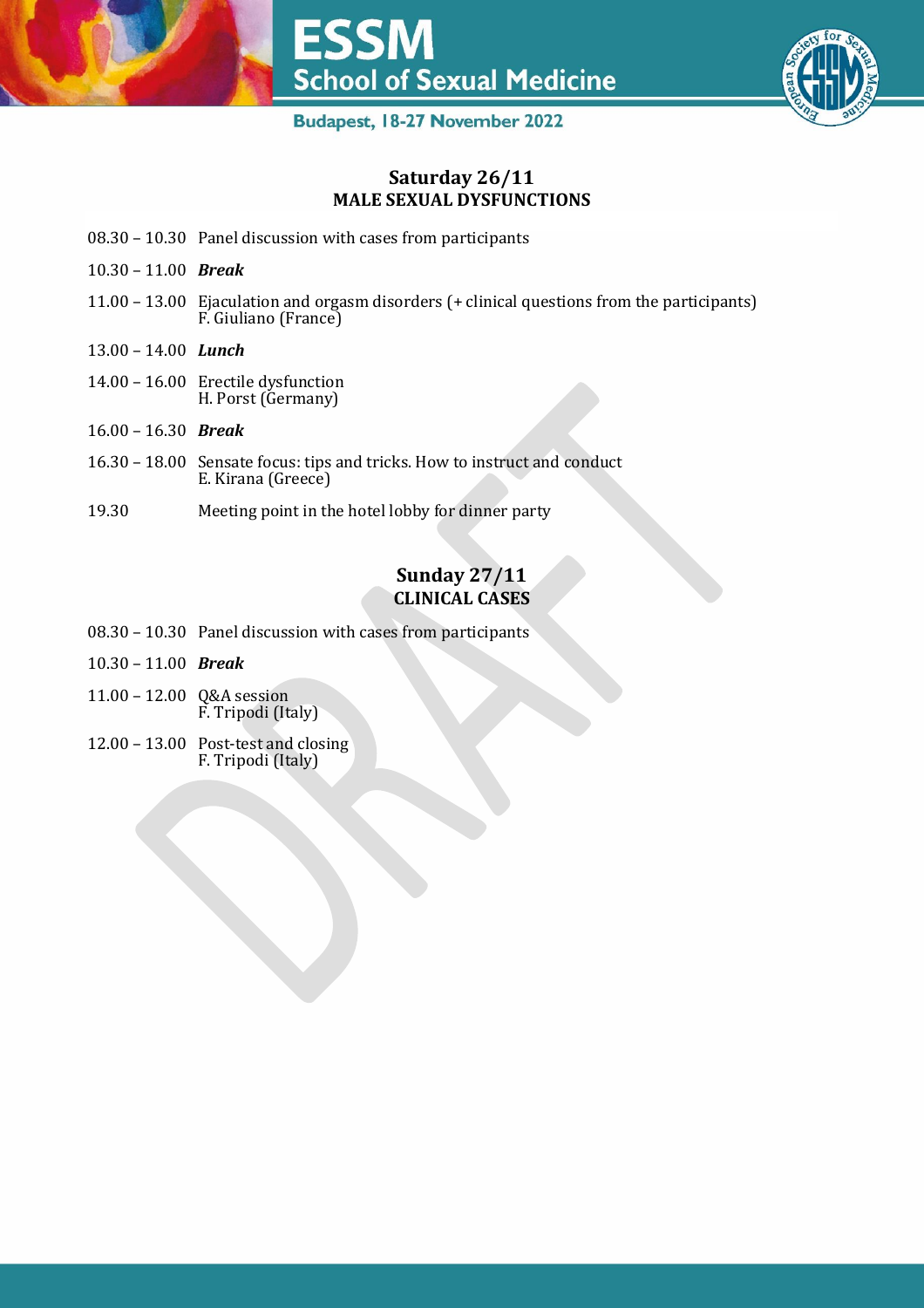## Saturday 26/11
### MALE SEXUAL DYSFUNCTIONS

08.30 – 10.30 Panel discussion with cases from participants

10.30 – 11.00 ***Break***

11.00 – 13.00 Ejaculation and orgasm disorders (+ clinical questions from the participants)
F. Giuliano (France)

13.00 – 14.00 ***Lunch***

14.00 – 16.00 Erectile dysfunction
H. Porst (Germany)

16.00 – 16.30 ***Break***

16.30 – 18.00 Sensate focus: tips and tricks. How to instruct and conduct
E. Kirana (Greece)

19.30 Meeting point in the hotel lobby for dinner party

## Sunday 27/11
### CLINICAL CASES

08.30 – 10.30 Panel discussion with cases from participants

10.30 – 11.00 ***Break***

11.00 – 12.00 Q&A session
F. Tripodi (Italy)

12.00 – 13.00 Post-test and closing
F. Tripodi (Italy)